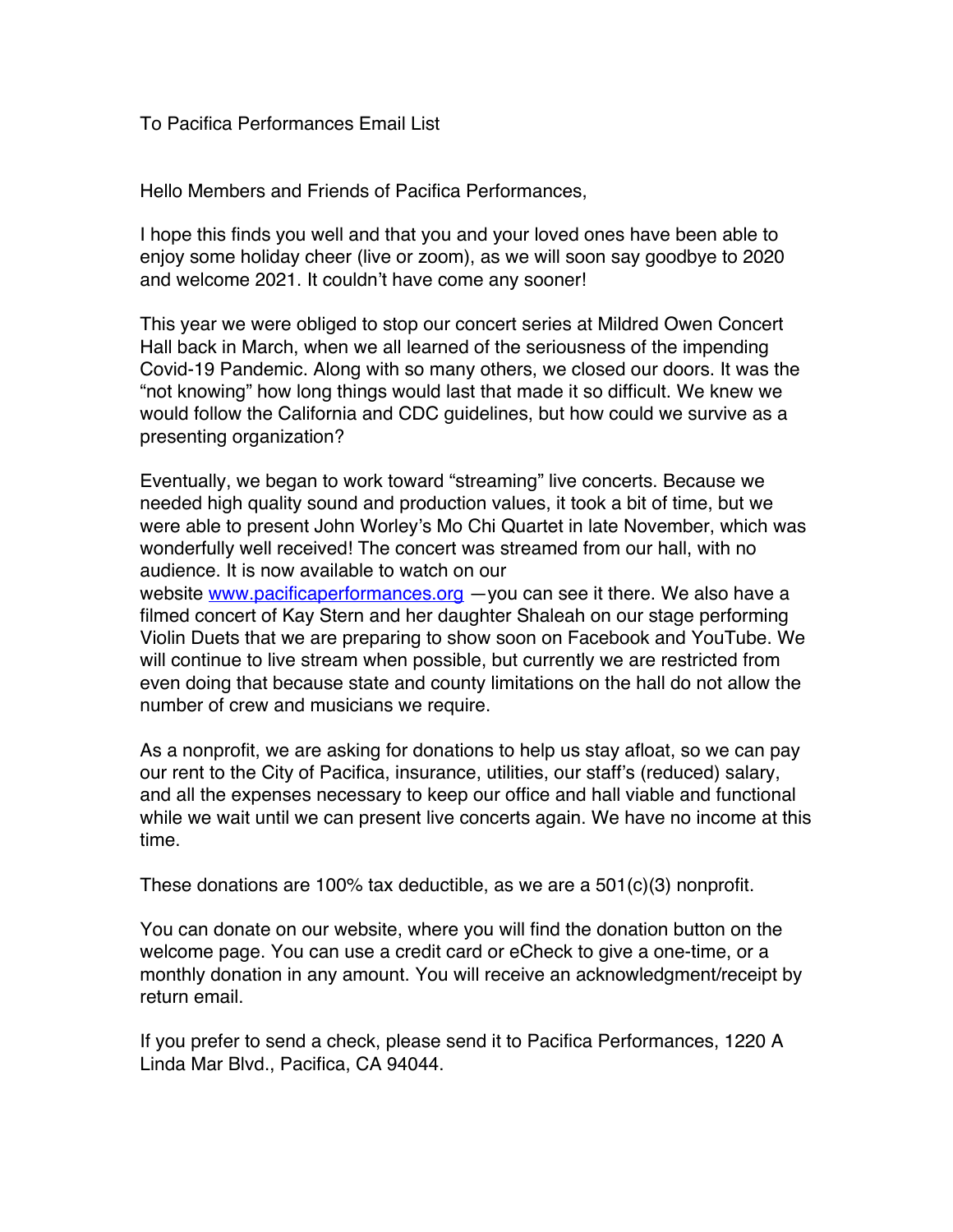To Pacifica Performances Email List

Hello Members and Friends of Pacifica Performances,

I hope this finds you well and that you and your loved ones have been able to enjoy some holiday cheer (live or zoom), as we will soon say goodbye to 2020 and welcome 2021. It couldn't have come any sooner!

This year we were obliged to stop our concert series at Mildred Owen Concert Hall back in March, when we all learned of the seriousness of the impending Covid-19 Pandemic. Along with so many others, we closed our doors. It was the "not knowing" how long things would last that made it so difficult. We knew we would follow the California and CDC guidelines, but how could we survive as a presenting organization?

Eventually, we began to work toward "streaming" live concerts. Because we needed high quality sound and production values, it took a bit of time, but we were able to present John Worley's Mo Chi Quartet in late November, which was wonderfully well received! The concert was streamed from our hall, with no audience. It is now available to watch on our website [www.pacificaperformances.org](http://www.pacificaperformances.org) —you can see it there. We also have a filmed concert of Kay Stern and her daughter Shaleah on our stage performing Violin Duets that we are preparing to show soon on Facebook and YouTube. We will continue to live stream when possible, but currently we are restricted from even doing that because state and county limitations on the hall do not allow the number of crew and musicians we require.

As a nonprofit, we are asking for donations to help us stay afloat, so we can pay our rent to the City of Pacifica, insurance, utilities, our staff's (reduced) salary, and all the expenses necessary to keep our office and hall viable and functional while we wait until we can present live concerts again. We have no income at this time.

These donations are 100% tax deductible, as we are a 501(c)(3) nonprofit.

You can donate on our website, where you will find the donation button on the welcome page. You can use a credit card or eCheck to give a one-time, or a monthly donation in any amount. You will receive an acknowledgment/receipt by return email.

If you prefer to send a check, please send it to Pacifica Performances, 1220 A Linda Mar Blvd., Pacifica, CA 94044.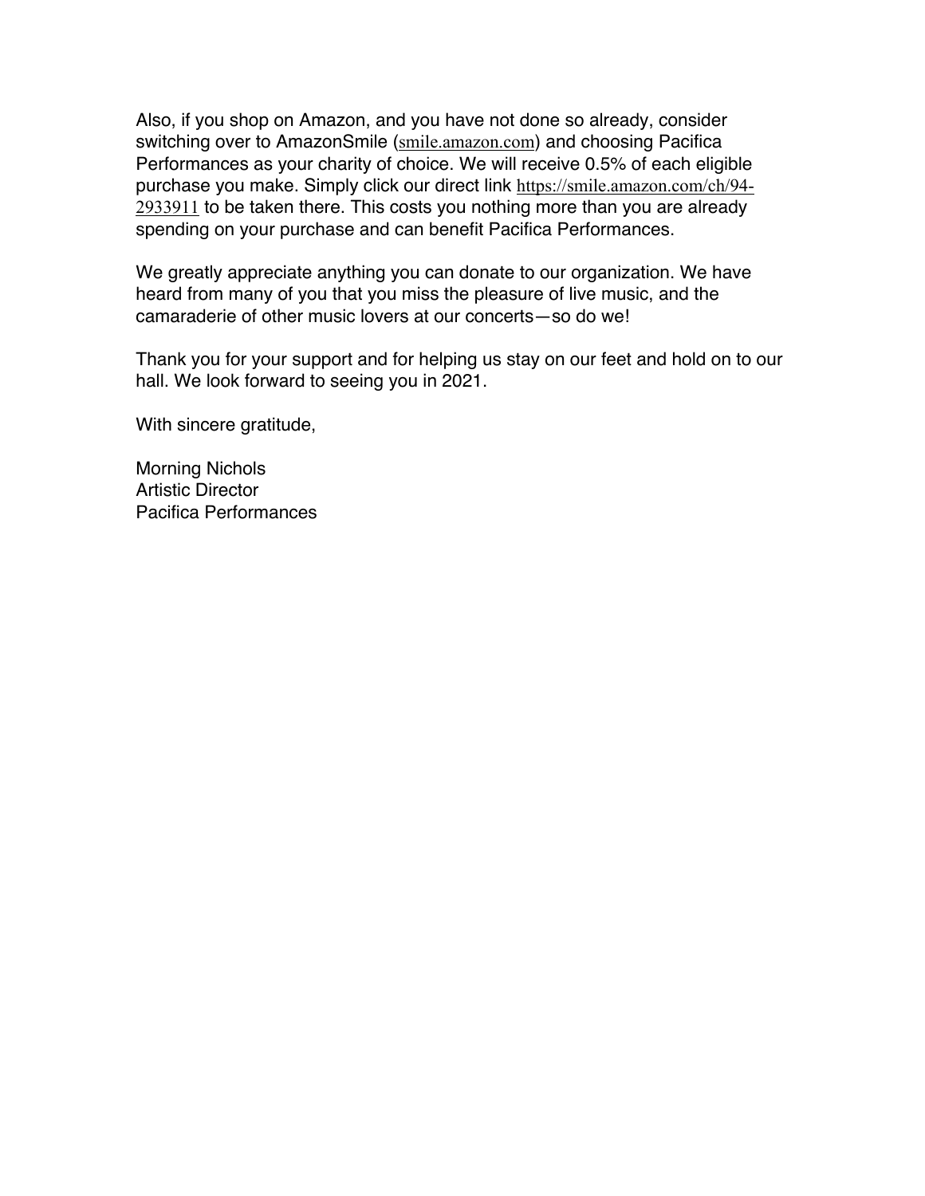Also, if you shop on Amazon, and you have not done so already, consider switching over to AmazonSmile (smile.amazon.com) and choosing Pacifica Performances as your charity of choice. We will receive 0.5% of each eligible purchase you make. Simply click our direct link https://smile.amazon.com/ch/94-2933911 to be taken there. This costs you nothing more than you are already spending on your purchase and can benefit Pacifica Performances.

We greatly appreciate anything you can donate to our organization. We have heard from many of you that you miss the pleasure of live music, and the camaraderie of other music lovers at our concerts—so do we!

Thank you for your support and for helping us stay on our feet and hold on to our hall. We look forward to seeing you in 2021.

With sincere gratitude,

Morning Nichols
Artistic Director
Pacifica Performances